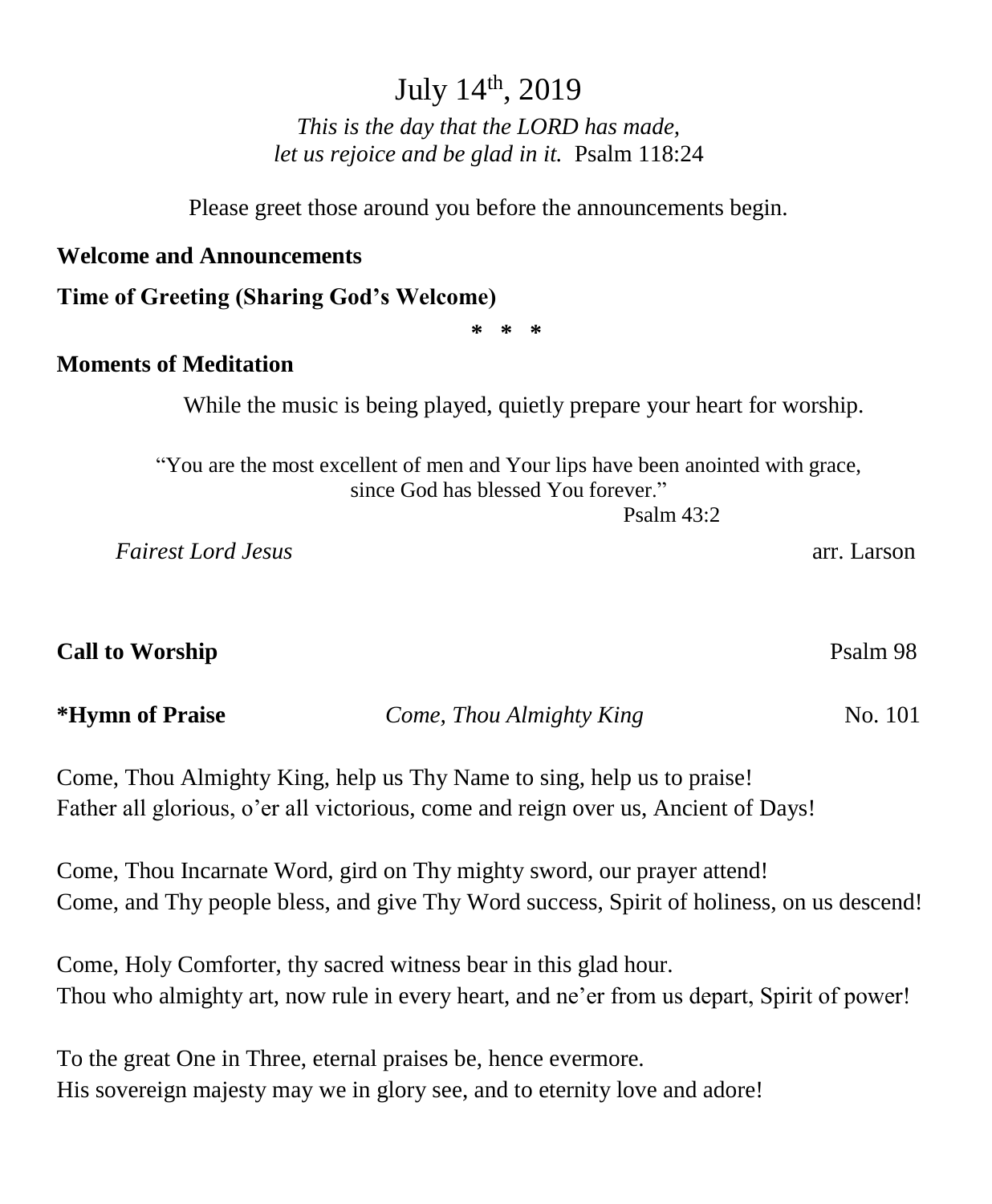# July 14th, 2019

*This is the day that the LORD has made,*
*let us rejoice and be glad in it.* Psalm 118:24

Please greet those around you before the announcements begin.

**Welcome and Announcements**

**Time of Greeting (Sharing God's Welcome)**

\* \* \*

**Moments of Meditation**

While the music is being played, quietly prepare your heart for worship.

"You are the most excellent of men and Your lips have been anointed with grace,
since God has blessed You forever."
Psalm 43:2

*Fairest Lord Jesus* arr. Larson

**Call to Worship** Psalm 98

**\*Hymn of Praise** *Come, Thou Almighty King* No. 101

Come, Thou Almighty King, help us Thy Name to sing, help us to praise!
Father all glorious, o'er all victorious, come and reign over us, Ancient of Days!

Come, Thou Incarnate Word, gird on Thy mighty sword, our prayer attend!
Come, and Thy people bless, and give Thy Word success, Spirit of holiness, on us descend!

Come, Holy Comforter, thy sacred witness bear in this glad hour.
Thou who almighty art, now rule in every heart, and ne'er from us depart, Spirit of power!

To the great One in Three, eternal praises be, hence evermore.
His sovereign majesty may we in glory see, and to eternity love and adore!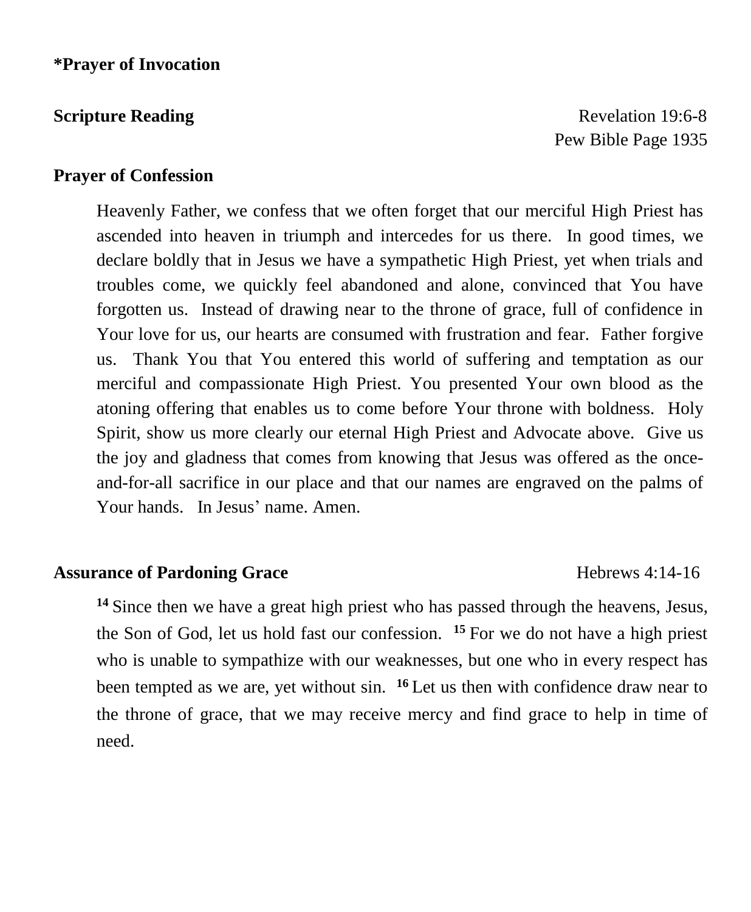**\*Prayer of Invocation**

**Scripture Reading** Revelation 19:6-8
Pew Bible Page 1935

**Prayer of Confession**

Heavenly Father, we confess that we often forget that our merciful High Priest has ascended into heaven in triumph and intercedes for us there. In good times, we declare boldly that in Jesus we have a sympathetic High Priest, yet when trials and troubles come, we quickly feel abandoned and alone, convinced that You have forgotten us. Instead of drawing near to the throne of grace, full of confidence in Your love for us, our hearts are consumed with frustration and fear. Father forgive us. Thank You that You entered this world of suffering and temptation as our merciful and compassionate High Priest. You presented Your own blood as the atoning offering that enables us to come before Your throne with boldness. Holy Spirit, show us more clearly our eternal High Priest and Advocate above. Give us the joy and gladness that comes from knowing that Jesus was offered as the once-and-for-all sacrifice in our place and that our names are engraved on the palms of Your hands. In Jesus' name. Amen.

**Assurance of Pardoning Grace** Hebrews 4:14-16

[14] Since then we have a great high priest who has passed through the heavens, Jesus, the Son of God, let us hold fast our confession. [15] For we do not have a high priest who is unable to sympathize with our weaknesses, but one who in every respect has been tempted as we are, yet without sin. [16] Let us then with confidence draw near to the throne of grace, that we may receive mercy and find grace to help in time of need.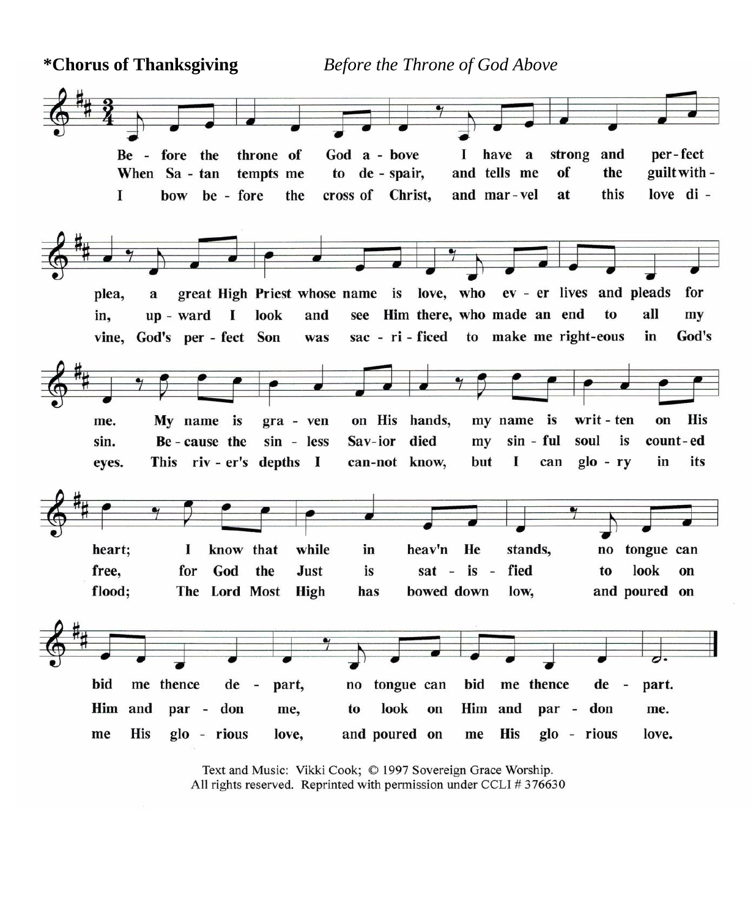**\*Chorus of Thanksgiving** *Before the Throne of God Above*

Be - fore the throne of God a - bove I have a strong and per-fect plea, a great High Priest whose name is love, who ev - er lives and pleads for me. My name is gra - ven on His hands, my name is writ - ten on His heart; I know that while in heav'n He stands, no tongue can bid me thence de - part, no tongue can bid me thence de - part.

When Sa - tan tempts me to de - spair, and tells me of the guilt with - in, up - ward I look and see Him there, who made an end to all my sin. Be - cause the sin - less Sav-ior died my sin - ful soul is count-ed free, for God the Just is sat - is - fied to look on Him and par - don me, to look on Him and par - don me.

I bow be - fore the cross of Christ, and mar-vel at this love di - vine, God's per - fect Son was sac - ri - ficed to make me right-eous in God's eyes. This riv - er's depths I can-not know, but I can glo - ry in its flood; The Lord Most High has bowed down low, and poured on me His glo - rious love, and poured on me His glo - rious love.

Text and Music: Vikki Cook; © 1997 Sovereign Grace Worship.
All rights reserved. Reprinted with permission under CCLI # 376630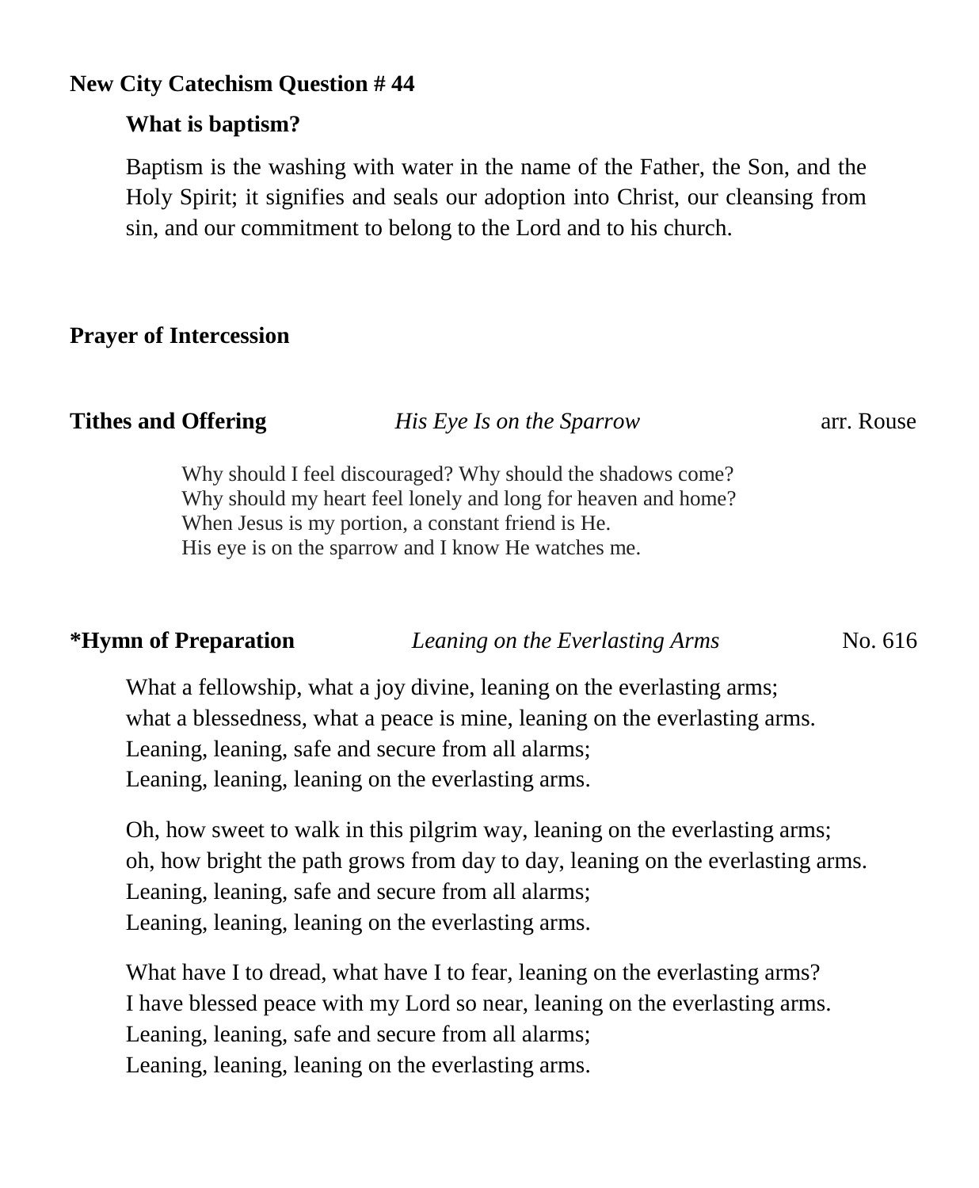**New City Catechism Question # 44**

**What is baptism?**

Baptism is the washing with water in the name of the Father, the Son, and the Holy Spirit; it signifies and seals our adoption into Christ, our cleansing from sin, and our commitment to belong to the Lord and to his church.

**Prayer of Intercession**

**Tithes and Offering** *His Eye Is on the Sparrow* arr. Rouse

Why should I feel discouraged? Why should the shadows come?
Why should my heart feel lonely and long for heaven and home?
When Jesus is my portion, a constant friend is He.
His eye is on the sparrow and I know He watches me.

**\*Hymn of Preparation** *Leaning on the Everlasting Arms* No. 616

What a fellowship, what a joy divine, leaning on the everlasting arms;
what a blessedness, what a peace is mine, leaning on the everlasting arms.
Leaning, leaning, safe and secure from all alarms;
Leaning, leaning, leaning on the everlasting arms.

Oh, how sweet to walk in this pilgrim way, leaning on the everlasting arms;
oh, how bright the path grows from day to day, leaning on the everlasting arms.
Leaning, leaning, safe and secure from all alarms;
Leaning, leaning, leaning on the everlasting arms.

What have I to dread, what have I to fear, leaning on the everlasting arms?
I have blessed peace with my Lord so near, leaning on the everlasting arms.
Leaning, leaning, safe and secure from all alarms;
Leaning, leaning, leaning on the everlasting arms.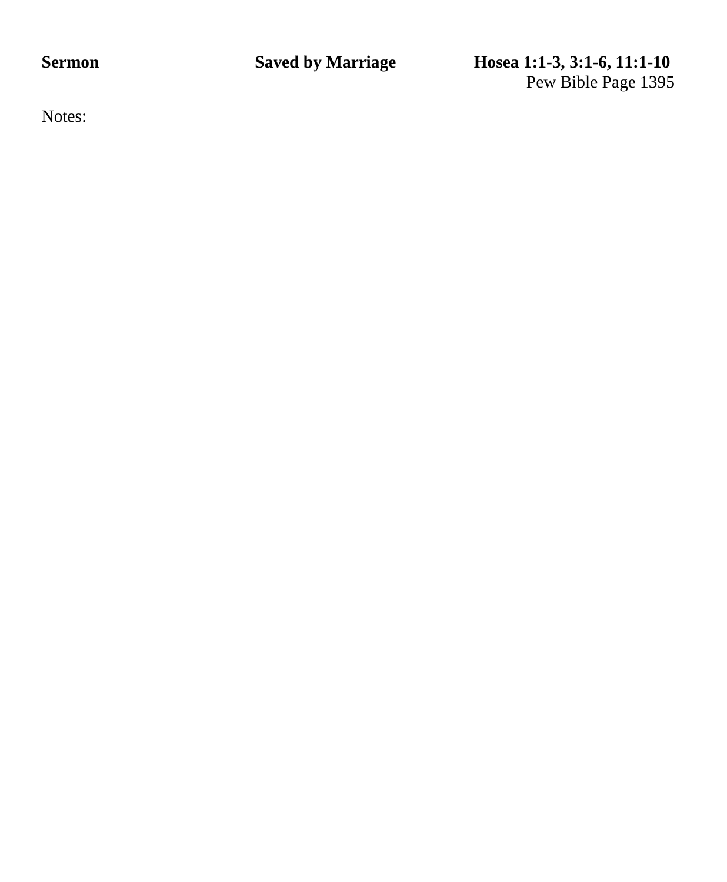**Sermon** **Saved by Marriage** **Hosea 1:1-3, 3:1-6, 11:1-10**

Pew Bible Page 1395

Notes: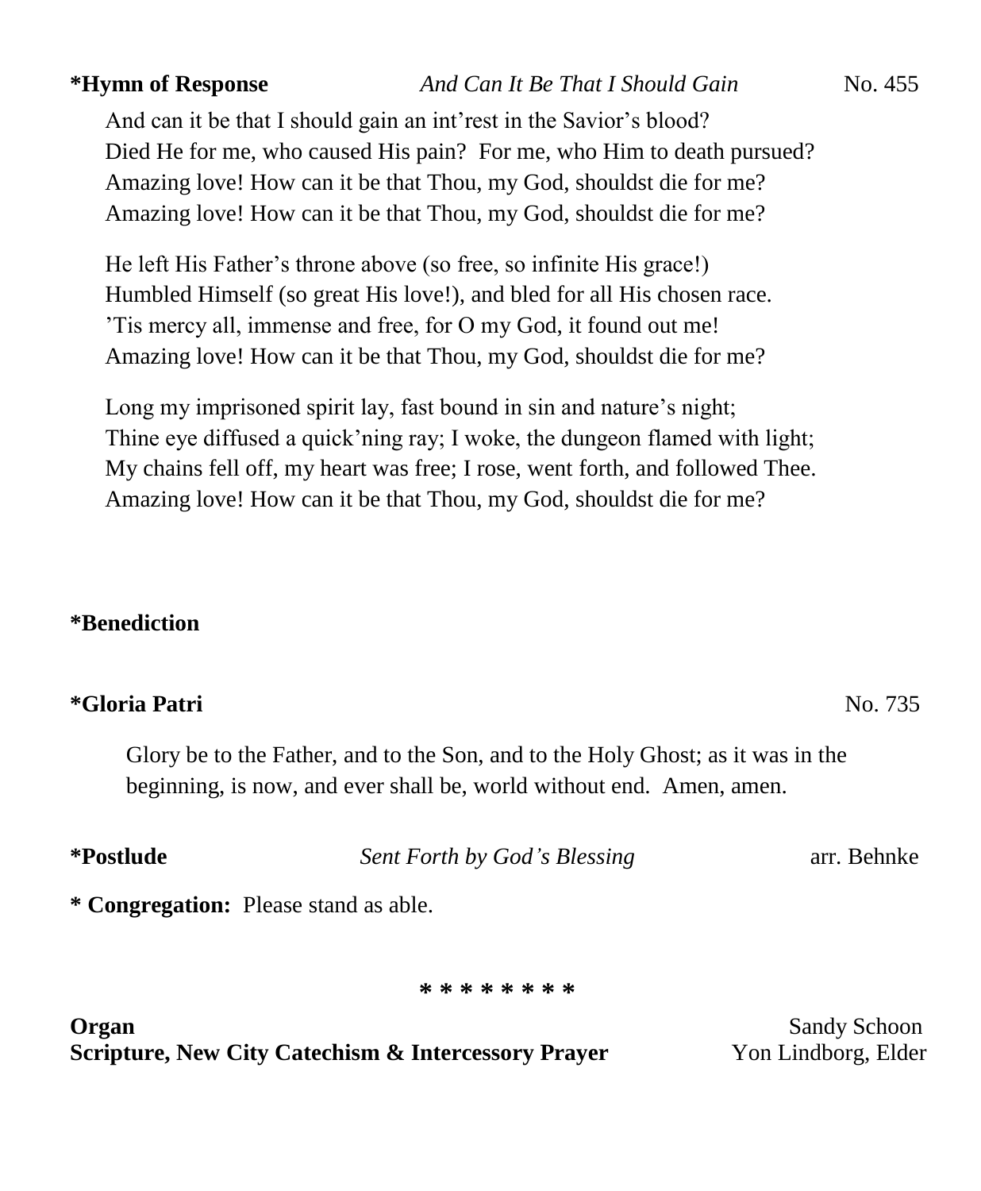**\*Hymn of Response** *And Can It Be That I Should Gain* No. 455

And can it be that I should gain an int'rest in the Savior's blood?
Died He for me, who caused His pain? For me, who Him to death pursued?
Amazing love! How can it be that Thou, my God, shouldst die for me?
Amazing love! How can it be that Thou, my God, shouldst die for me?

He left His Father's throne above (so free, so infinite His grace!)
Humbled Himself (so great His love!), and bled for all His chosen race.
'Tis mercy all, immense and free, for O my God, it found out me!
Amazing love! How can it be that Thou, my God, shouldst die for me?

Long my imprisoned spirit lay, fast bound in sin and nature's night;
Thine eye diffused a quick'ning ray; I woke, the dungeon flamed with light;
My chains fell off, my heart was free; I rose, went forth, and followed Thee.
Amazing love! How can it be that Thou, my God, shouldst die for me?

**\*Benediction**

**\*Gloria Patri** No. 735

Glory be to the Father, and to the Son, and to the Holy Ghost; as it was in the beginning, is now, and ever shall be, world without end. Amen, amen.

**\*Postlude** *Sent Forth by God's Blessing* arr. Behnke

**\* Congregation:** Please stand as able.

\* \* \* \* \* \* \* \*

**Organ** Sandy Schoon
**Scripture, New City Catechism & Intercessory Prayer** Yon Lindborg, Elder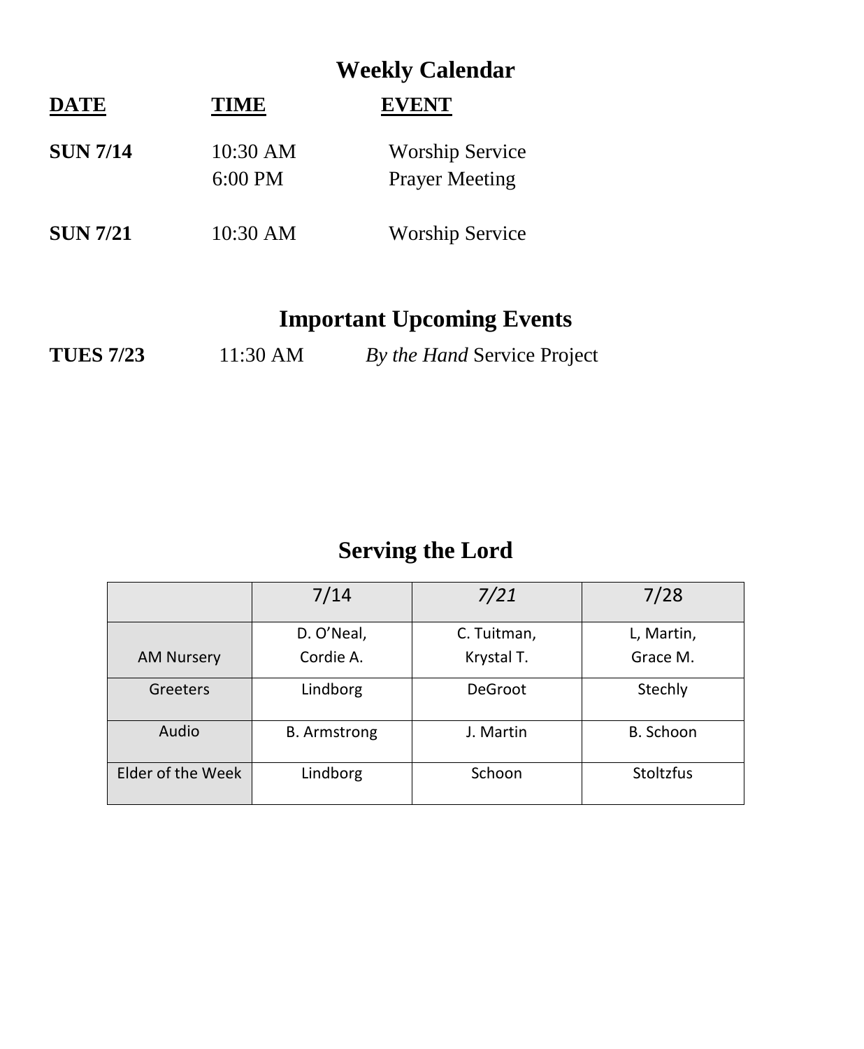## Weekly Calendar

| DATE | TIME | EVENT |
|---|---|---|
| **SUN 7/14** | 10:30 AM | Worship Service |
| | 6:00 PM | Prayer Meeting |
| **SUN 7/21** | 10:30 AM | Worship Service |

## Important Upcoming Events

**TUES 7/23** 11:30 AM *By the Hand* Service Project

## Serving the Lord

| | 7/14 | *7/21* | 7/28 |
|---|---|---|---|
| AM Nursery | D. O'Neal, Cordie A. | C. Tuitman, Krystal T. | L, Martin, Grace M. |
| Greeters | Lindborg | DeGroot | Stechly |
| Audio | B. Armstrong | J. Martin | B. Schoon |
| Elder of the Week | Lindborg | Schoon | Stoltzfus |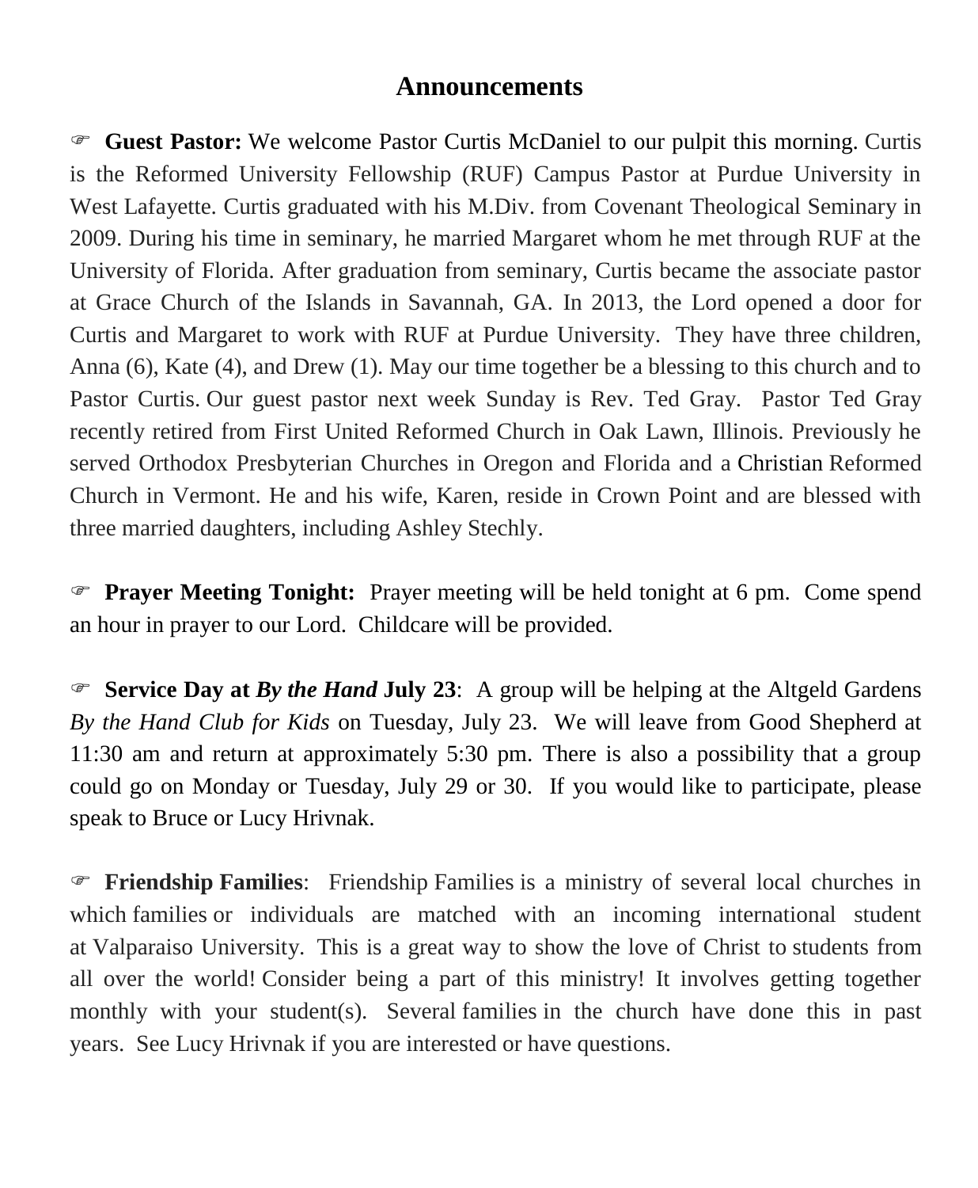# Announcements

☞ **Guest Pastor:** We welcome Pastor Curtis McDaniel to our pulpit this morning. Curtis is the Reformed University Fellowship (RUF) Campus Pastor at Purdue University in West Lafayette. Curtis graduated with his M.Div. from Covenant Theological Seminary in 2009. During his time in seminary, he married Margaret whom he met through RUF at the University of Florida. After graduation from seminary, Curtis became the associate pastor at Grace Church of the Islands in Savannah, GA. In 2013, the Lord opened a door for Curtis and Margaret to work with RUF at Purdue University. They have three children, Anna (6), Kate (4), and Drew (1). May our time together be a blessing to this church and to Pastor Curtis. Our guest pastor next week Sunday is Rev. Ted Gray. Pastor Ted Gray recently retired from First United Reformed Church in Oak Lawn, Illinois. Previously he served Orthodox Presbyterian Churches in Oregon and Florida and a Christian Reformed Church in Vermont. He and his wife, Karen, reside in Crown Point and are blessed with three married daughters, including Ashley Stechly.

☞ **Prayer Meeting Tonight:** Prayer meeting will be held tonight at 6 pm. Come spend an hour in prayer to our Lord. Childcare will be provided.

☞ **Service Day at *By the Hand* July 23**: A group will be helping at the Altgeld Gardens *By the Hand Club for Kids* on Tuesday, July 23. We will leave from Good Shepherd at 11:30 am and return at approximately 5:30 pm. There is also a possibility that a group could go on Monday or Tuesday, July 29 or 30. If you would like to participate, please speak to Bruce or Lucy Hrivnak.

☞ **Friendship Families**: Friendship Families is a ministry of several local churches in which families or individuals are matched with an incoming international student at Valparaiso University. This is a great way to show the love of Christ to students from all over the world! Consider being a part of this ministry! It involves getting together monthly with your student(s). Several families in the church have done this in past years. See Lucy Hrivnak if you are interested or have questions.